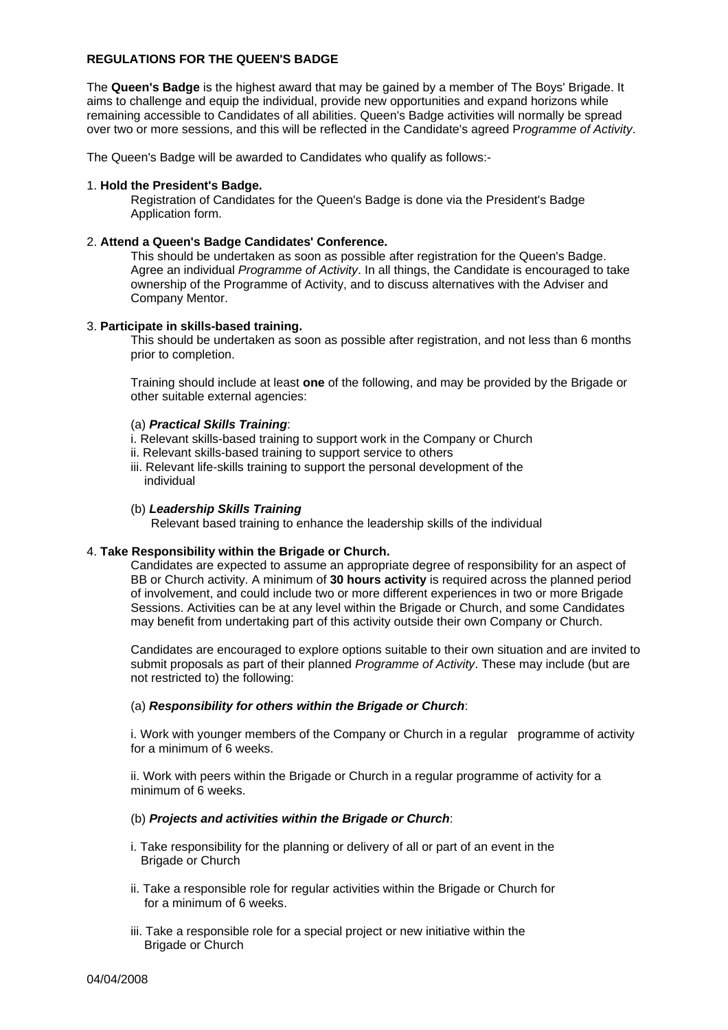**REGULATIONS FOR THE QUEEN'S BADGE**

The **Queen's Badge** is the highest award that may be gained by a member of The Boys' Brigade. It aims to challenge and equip the individual, provide new opportunities and expand horizons while remaining accessible to Candidates of all abilities. Queen's Badge activities will normally be spread over two or more sessions, and this will be reflected in the Candidate's agreed P*rogramme of Activity*.

The Queen's Badge will be awarded to Candidates who qualify as follows:-

1. **Hold the President's Badge.**

   Registration of Candidates for the Queen's Badge is done via the President's Badge Application form.

2. **Attend a Queen's Badge Candidates' Conference.**

   This should be undertaken as soon as possible after registration for the Queen's Badge. Agree an individual *Programme of Activity*. In all things, the Candidate is encouraged to take ownership of the Programme of Activity, and to discuss alternatives with the Adviser and Company Mentor.

3. **Participate in skills-based training.**

   This should be undertaken as soon as possible after registration, and not less than 6 months prior to completion.

   Training should include at least **one** of the following, and may be provided by the Brigade or other suitable external agencies:

   (a) ***Practical Skills Training***:

   i. Relevant skills-based training to support work in the Company or Church
   ii. Relevant skills-based training to support service to others
   iii. Relevant life-skills training to support the personal development of the individual

   (b) ***Leadership Skills Training***

   Relevant based training to enhance the leadership skills of the individual

4. **Take Responsibility within the Brigade or Church.**

   Candidates are expected to assume an appropriate degree of responsibility for an aspect of BB or Church activity. A minimum of **30 hours activity** is required across the planned period of involvement, and could include two or more different experiences in two or more Brigade Sessions. Activities can be at any level within the Brigade or Church, and some Candidates may benefit from undertaking part of this activity outside their own Company or Church.

   Candidates are encouraged to explore options suitable to their own situation and are invited to submit proposals as part of their planned *Programme of Activity*. These may include (but are not restricted to) the following:

   (a) ***Responsibility for others within the Brigade or Church***:

   i. Work with younger members of the Company or Church in a regular programme of activity for a minimum of 6 weeks.

   ii. Work with peers within the Brigade or Church in a regular programme of activity for a minimum of 6 weeks.

   (b) ***Projects and activities within the Brigade or Church***:

   i. Take responsibility for the planning or delivery of all or part of an event in the Brigade or Church

   ii. Take a responsible role for regular activities within the Brigade or Church for for a minimum of 6 weeks.

   iii. Take a responsible role for a special project or new initiative within the Brigade or Church

04/04/2008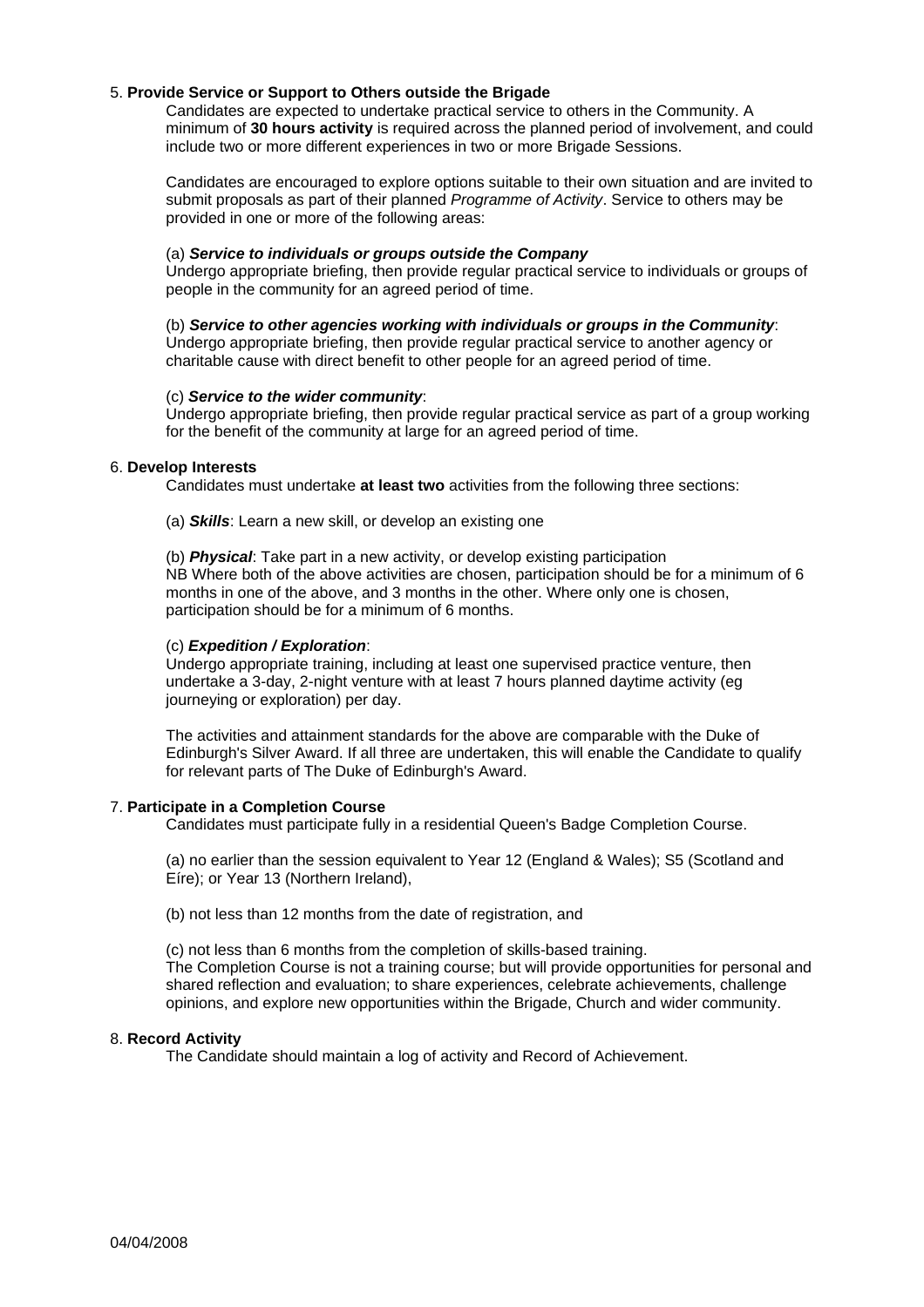5. **Provide Service or Support to Others outside the Brigade**

Candidates are expected to undertake practical service to others in the Community. A minimum of **30 hours activity** is required across the planned period of involvement, and could include two or more different experiences in two or more Brigade Sessions.

Candidates are encouraged to explore options suitable to their own situation and are invited to submit proposals as part of their planned *Programme of Activity*. Service to others may be provided in one or more of the following areas:

(a) ***Service to individuals or groups outside the Company***
Undergo appropriate briefing, then provide regular practical service to individuals or groups of people in the community for an agreed period of time.

(b) ***Service to other agencies working with individuals or groups in the Community***:
Undergo appropriate briefing, then provide regular practical service to another agency or charitable cause with direct benefit to other people for an agreed period of time.

(c) ***Service to the wider community***:
Undergo appropriate briefing, then provide regular practical service as part of a group working for the benefit of the community at large for an agreed period of time.

6. **Develop Interests**

Candidates must undertake **at least two** activities from the following three sections:

(a) ***Skills***: Learn a new skill, or develop an existing one

(b) ***Physical***: Take part in a new activity, or develop existing participation
NB Where both of the above activities are chosen, participation should be for a minimum of 6 months in one of the above, and 3 months in the other. Where only one is chosen, participation should be for a minimum of 6 months.

(c) ***Expedition / Exploration***:
Undergo appropriate training, including at least one supervised practice venture, then undertake a 3-day, 2-night venture with at least 7 hours planned daytime activity (eg journeying or exploration) per day.

The activities and attainment standards for the above are comparable with the Duke of Edinburgh's Silver Award. If all three are undertaken, this will enable the Candidate to qualify for relevant parts of The Duke of Edinburgh's Award.

7. **Participate in a Completion Course**

Candidates must participate fully in a residential Queen's Badge Completion Course.

(a) no earlier than the session equivalent to Year 12 (England & Wales); S5 (Scotland and Eíre); or Year 13 (Northern Ireland),

(b) not less than 12 months from the date of registration, and

(c) not less than 6 months from the completion of skills-based training.
The Completion Course is not a training course; but will provide opportunities for personal and shared reflection and evaluation; to share experiences, celebrate achievements, challenge opinions, and explore new opportunities within the Brigade, Church and wider community.

8. **Record Activity**

The Candidate should maintain a log of activity and Record of Achievement.

04/04/2008